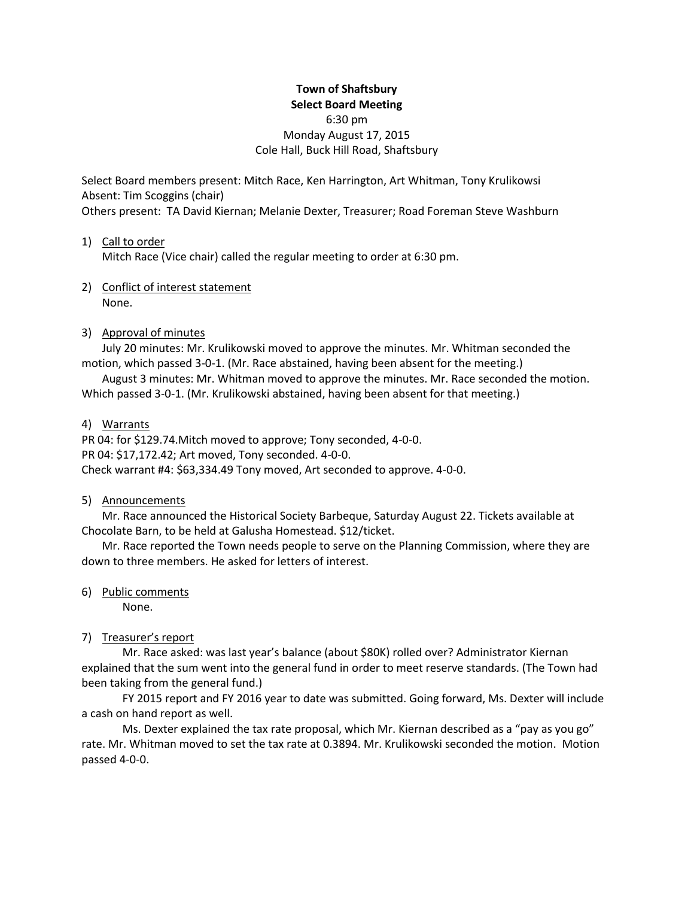**Town of Shaftsbury**
**Select Board Meeting**
6:30 pm
Monday August 17, 2015
Cole Hall, Buck Hill Road, Shaftsbury

Select Board members present: Mitch Race, Ken Harrington, Art Whitman, Tony Krulikowsi
Absent: Tim Scoggins (chair)
Others present: TA David Kiernan; Melanie Dexter, Treasurer; Road Foreman Steve Washburn

1) Call to order
   Mitch Race (Vice chair) called the regular meeting to order at 6:30 pm.

2) Conflict of interest statement
   None.

3) Approval of minutes
   July 20 minutes: Mr. Krulikowski moved to approve the minutes. Mr. Whitman seconded the motion, which passed 3-0-1. (Mr. Race abstained, having been absent for the meeting.)
   August 3 minutes: Mr. Whitman moved to approve the minutes. Mr. Race seconded the motion. Which passed 3-0-1. (Mr. Krulikowski abstained, having been absent for that meeting.)

4) Warrants

PR 04: for $129.74.Mitch moved to approve; Tony seconded, 4-0-0.
PR 04: $17,172.42; Art moved, Tony seconded. 4-0-0.
Check warrant #4: $63,334.49 Tony moved, Art seconded to approve. 4-0-0.

5) Announcements
   Mr. Race announced the Historical Society Barbeque, Saturday August 22. Tickets available at Chocolate Barn, to be held at Galusha Homestead. $12/ticket.
   Mr. Race reported the Town needs people to serve on the Planning Commission, where they are down to three members. He asked for letters of interest.

6) Public comments
   None.

7) Treasurer's report
   Mr. Race asked: was last year's balance (about $80K) rolled over? Administrator Kiernan explained that the sum went into the general fund in order to meet reserve standards. (The Town had been taking from the general fund.)
   FY 2015 report and FY 2016 year to date was submitted. Going forward, Ms. Dexter will include a cash on hand report as well.
   Ms. Dexter explained the tax rate proposal, which Mr. Kiernan described as a "pay as you go" rate. Mr. Whitman moved to set the tax rate at 0.3894. Mr. Krulikowski seconded the motion. Motion passed 4-0-0.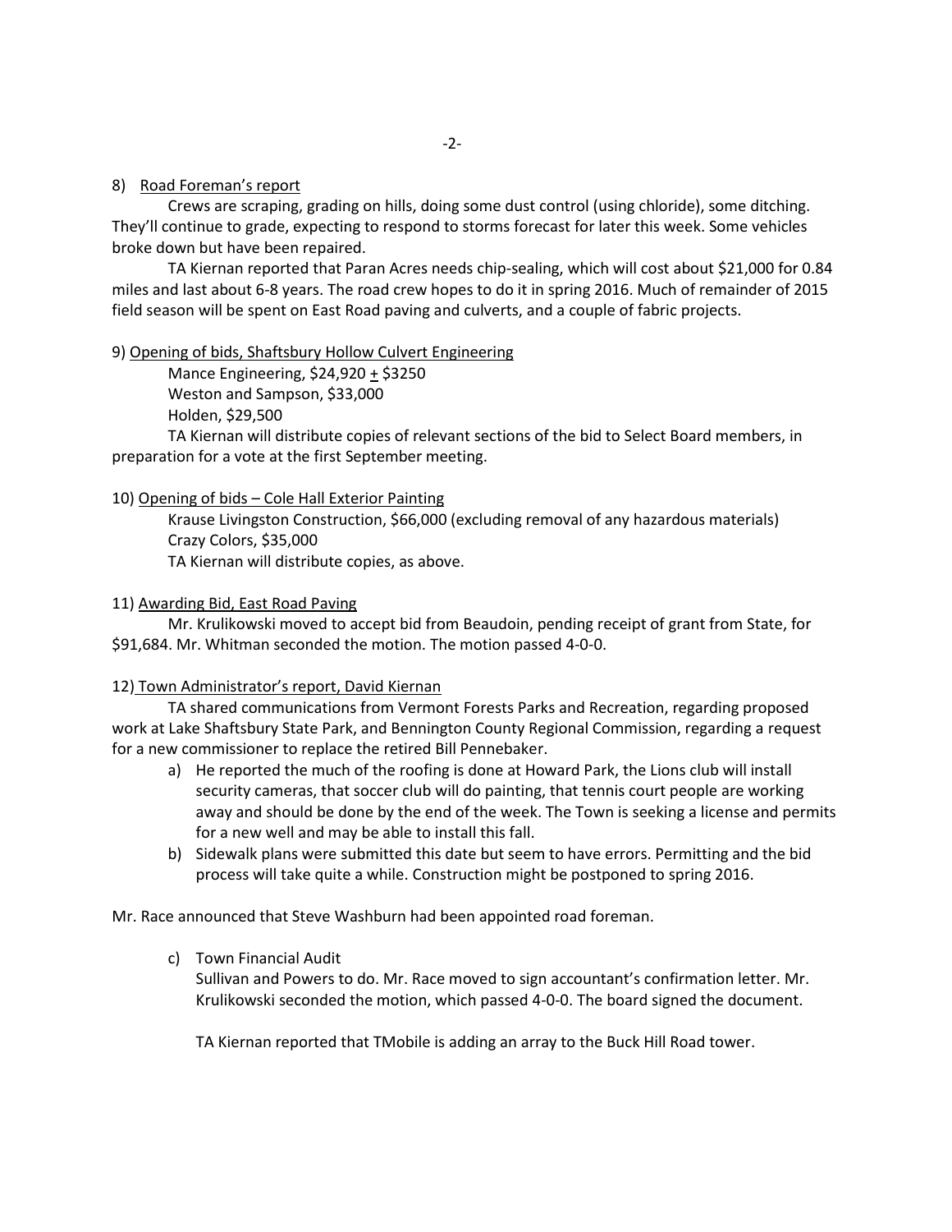8) Road Foreman's report

Crews are scraping, grading on hills, doing some dust control (using chloride), some ditching. They'll continue to grade, expecting to respond to storms forecast for later this week. Some vehicles broke down but have been repaired.

TA Kiernan reported that Paran Acres needs chip-sealing, which will cost about $21,000 for 0.84 miles and last about 6-8 years. The road crew hopes to do it in spring 2016. Much of remainder of 2015 field season will be spent on East Road paving and culverts, and a couple of fabric projects.

9) Opening of bids, Shaftsbury Hollow Culvert Engineering

Mance Engineering, $24,920 ± $3250
Weston and Sampson, $33,000
Holden, $29,500

TA Kiernan will distribute copies of relevant sections of the bid to Select Board members, in preparation for a vote at the first September meeting.

10) Opening of bids – Cole Hall Exterior Painting

Krause Livingston Construction, $66,000 (excluding removal of any hazardous materials)
Crazy Colors, $35,000
TA Kiernan will distribute copies, as above.

11) Awarding Bid, East Road Paving

Mr. Krulikowski moved to accept bid from Beaudoin, pending receipt of grant from State, for $91,684. Mr. Whitman seconded the motion. The motion passed 4-0-0.

12) Town Administrator's report, David Kiernan

TA shared communications from Vermont Forests Parks and Recreation, regarding proposed work at Lake Shaftsbury State Park, and Bennington County Regional Commission, regarding a request for a new commissioner to replace the retired Bill Pennebaker.

a) He reported the much of the roofing is done at Howard Park, the Lions club will install security cameras, that soccer club will do painting, that tennis court people are working away and should be done by the end of the week. The Town is seeking a license and permits for a new well and may be able to install this fall.
b) Sidewalk plans were submitted this date but seem to have errors. Permitting and the bid process will take quite a while. Construction might be postponed to spring 2016.

Mr. Race announced that Steve Washburn had been appointed road foreman.

c) Town Financial Audit
Sullivan and Powers to do. Mr. Race moved to sign accountant's confirmation letter. Mr. Krulikowski seconded the motion, which passed 4-0-0. The board signed the document.

TA Kiernan reported that TMobile is adding an array to the Buck Hill Road tower.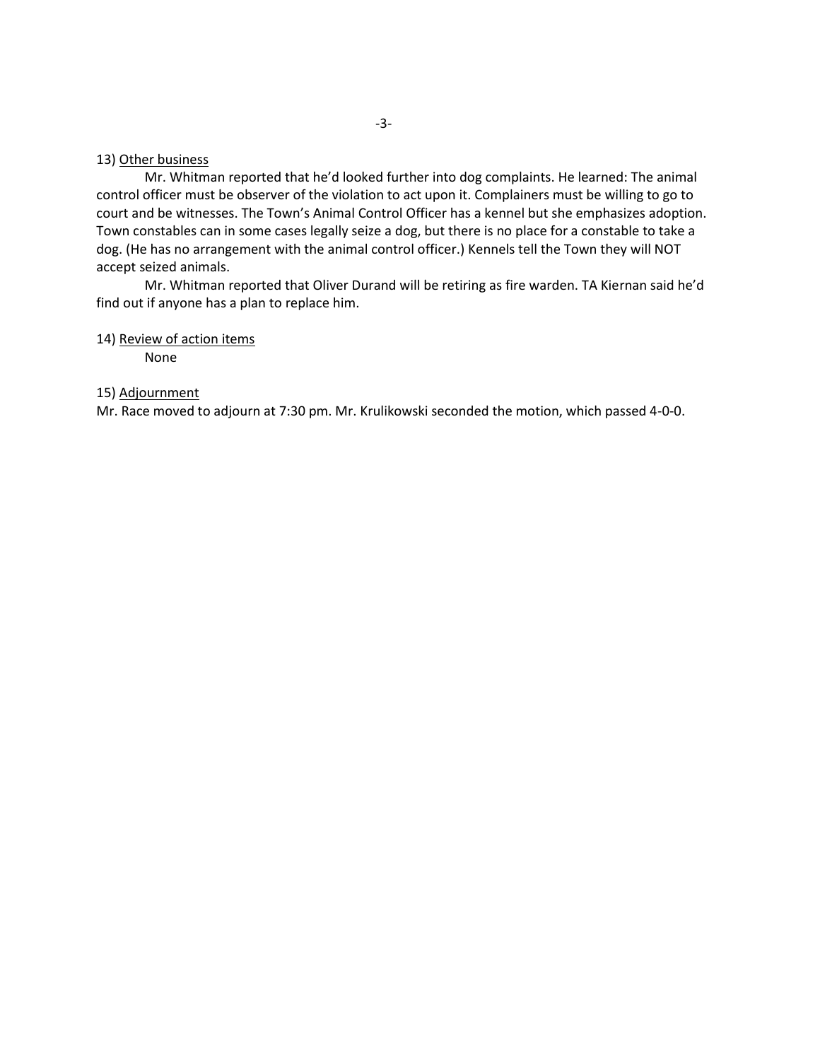13) <u>Other business</u>

Mr. Whitman reported that he'd looked further into dog complaints. He learned: The animal control officer must be observer of the violation to act upon it. Complainers must be willing to go to court and be witnesses. The Town's Animal Control Officer has a kennel but she emphasizes adoption. Town constables can in some cases legally seize a dog, but there is no place for a constable to take a dog. (He has no arrangement with the animal control officer.) Kennels tell the Town they will NOT accept seized animals.

Mr. Whitman reported that Oliver Durand will be retiring as fire warden. TA Kiernan said he'd find out if anyone has a plan to replace him.

14) <u>Review of action items</u>

None

15) <u>Adjournment</u>

Mr. Race moved to adjourn at 7:30 pm. Mr. Krulikowski seconded the motion, which passed 4-0-0.